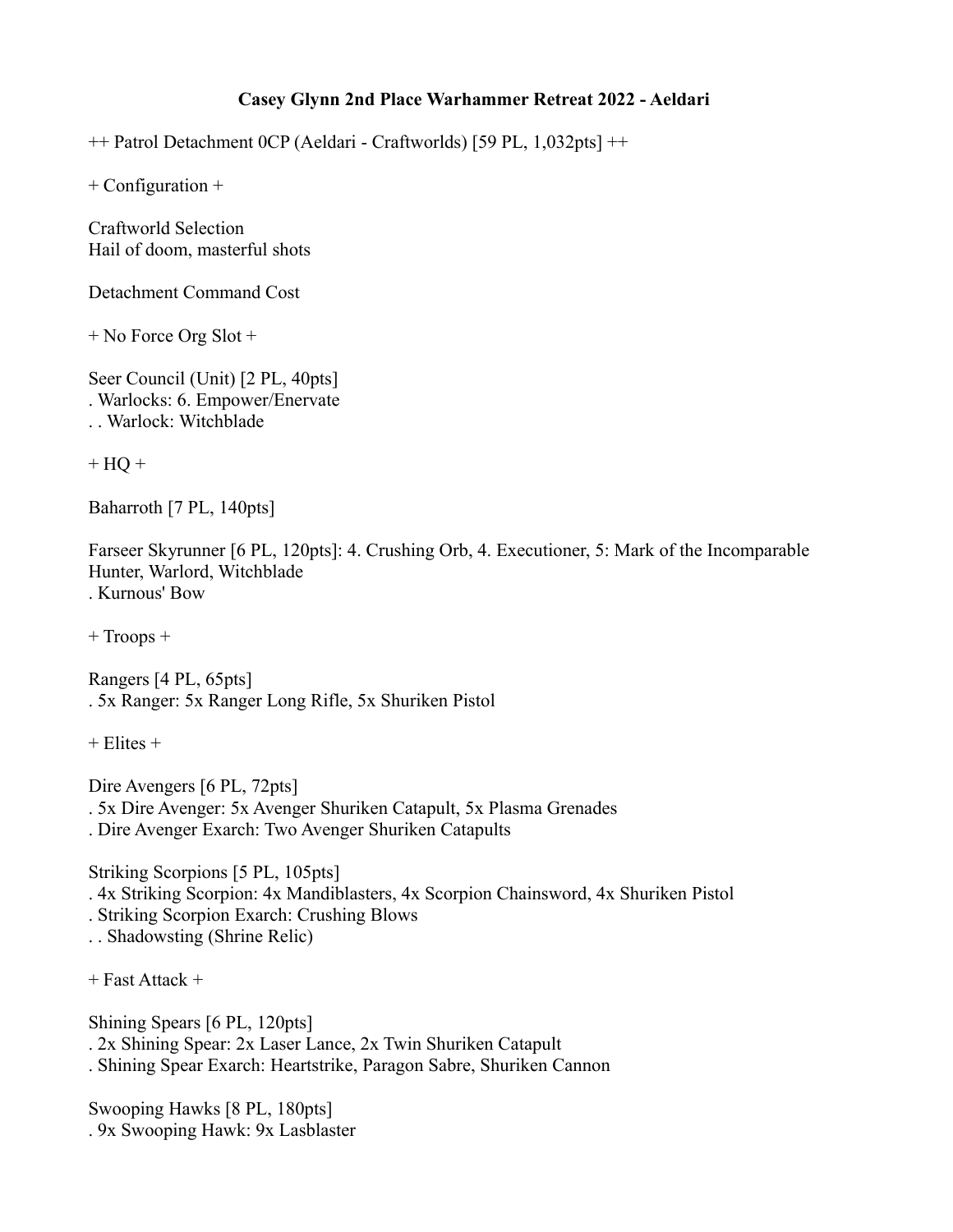**Casey Glynn 2nd Place Warhammer Retreat 2022 - Aeldari**

++ Patrol Detachment 0CP (Aeldari - Craftworlds) [59 PL, 1,032pts] ++

+ Configuration +

Craftworld Selection
Hail of doom, masterful shots

Detachment Command Cost

+ No Force Org Slot +

Seer Council (Unit) [2 PL, 40pts]
. Warlocks: 6. Empower/Enervate
. . Warlock: Witchblade

+ HQ +

Baharroth [7 PL, 140pts]

Farseer Skyrunner [6 PL, 120pts]: 4. Crushing Orb, 4. Executioner, 5: Mark of the Incomparable Hunter, Warlord, Witchblade
. Kurnous' Bow

+ Troops +

Rangers [4 PL, 65pts]
. 5x Ranger: 5x Ranger Long Rifle, 5x Shuriken Pistol

+ Elites +

Dire Avengers [6 PL, 72pts]
. 5x Dire Avenger: 5x Avenger Shuriken Catapult, 5x Plasma Grenades
. Dire Avenger Exarch: Two Avenger Shuriken Catapults

Striking Scorpions [5 PL, 105pts]
. 4x Striking Scorpion: 4x Mandiblasters, 4x Scorpion Chainsword, 4x Shuriken Pistol
. Striking Scorpion Exarch: Crushing Blows
. . Shadowsting (Shrine Relic)

+ Fast Attack +

Shining Spears [6 PL, 120pts]
. 2x Shining Spear: 2x Laser Lance, 2x Twin Shuriken Catapult
. Shining Spear Exarch: Heartstrike, Paragon Sabre, Shuriken Cannon

Swooping Hawks [8 PL, 180pts]
. 9x Swooping Hawk: 9x Lasblaster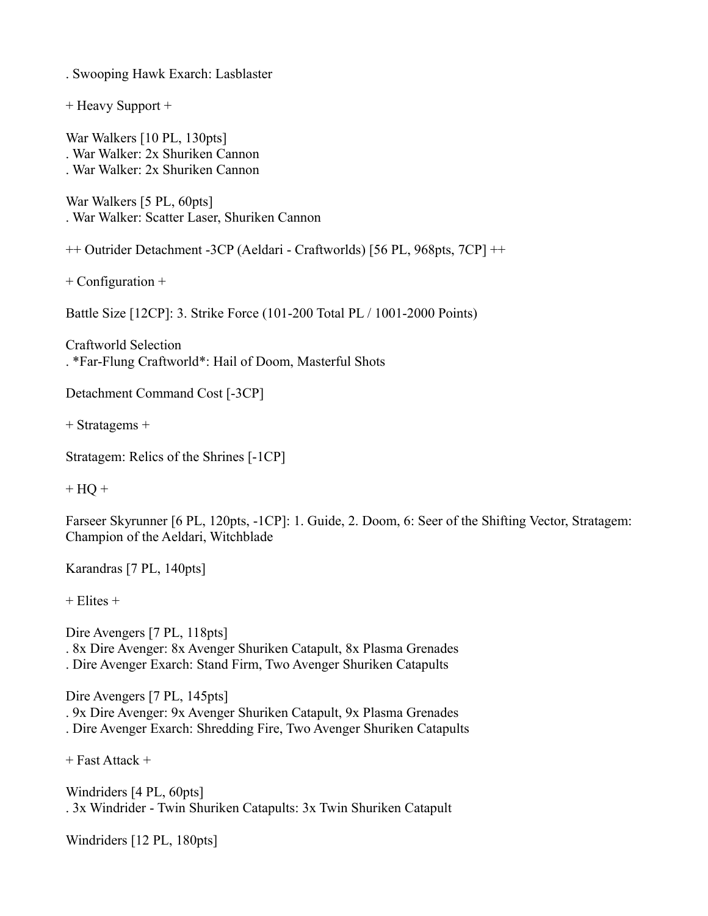. Swooping Hawk Exarch: Lasblaster

+ Heavy Support +

War Walkers [10 PL, 130pts]
. War Walker: 2x Shuriken Cannon
. War Walker: 2x Shuriken Cannon

War Walkers [5 PL, 60pts]
. War Walker: Scatter Laser, Shuriken Cannon

++ Outrider Detachment -3CP (Aeldari - Craftworlds) [56 PL, 968pts, 7CP] ++

+ Configuration +

Battle Size [12CP]: 3. Strike Force (101-200 Total PL / 1001-2000 Points)

Craftworld Selection
. *Far-Flung Craftworld*: Hail of Doom, Masterful Shots

Detachment Command Cost [-3CP]

+ Stratagems +

Stratagem: Relics of the Shrines [-1CP]

+ HQ +

Farseer Skyrunner [6 PL, 120pts, -1CP]: 1. Guide, 2. Doom, 6: Seer of the Shifting Vector, Stratagem: Champion of the Aeldari, Witchblade

Karandras [7 PL, 140pts]

+ Elites +

Dire Avengers [7 PL, 118pts]
. 8x Dire Avenger: 8x Avenger Shuriken Catapult, 8x Plasma Grenades
. Dire Avenger Exarch: Stand Firm, Two Avenger Shuriken Catapults

Dire Avengers [7 PL, 145pts]
. 9x Dire Avenger: 9x Avenger Shuriken Catapult, 9x Plasma Grenades
. Dire Avenger Exarch: Shredding Fire, Two Avenger Shuriken Catapults

+ Fast Attack +

Windriders [4 PL, 60pts]
. 3x Windrider - Twin Shuriken Catapults: 3x Twin Shuriken Catapult

Windriders [12 PL, 180pts]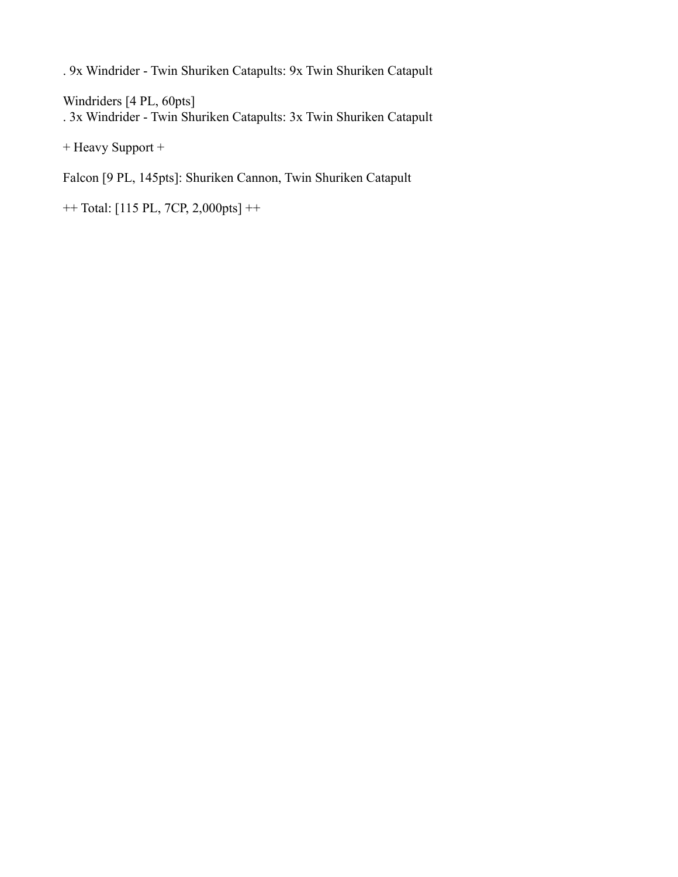. 9x Windrider - Twin Shuriken Catapults: 9x Twin Shuriken Catapult

Windriders [4 PL, 60pts]
. 3x Windrider - Twin Shuriken Catapults: 3x Twin Shuriken Catapult

+ Heavy Support +

Falcon [9 PL, 145pts]: Shuriken Cannon, Twin Shuriken Catapult

++ Total: [115 PL, 7CP, 2,000pts] ++